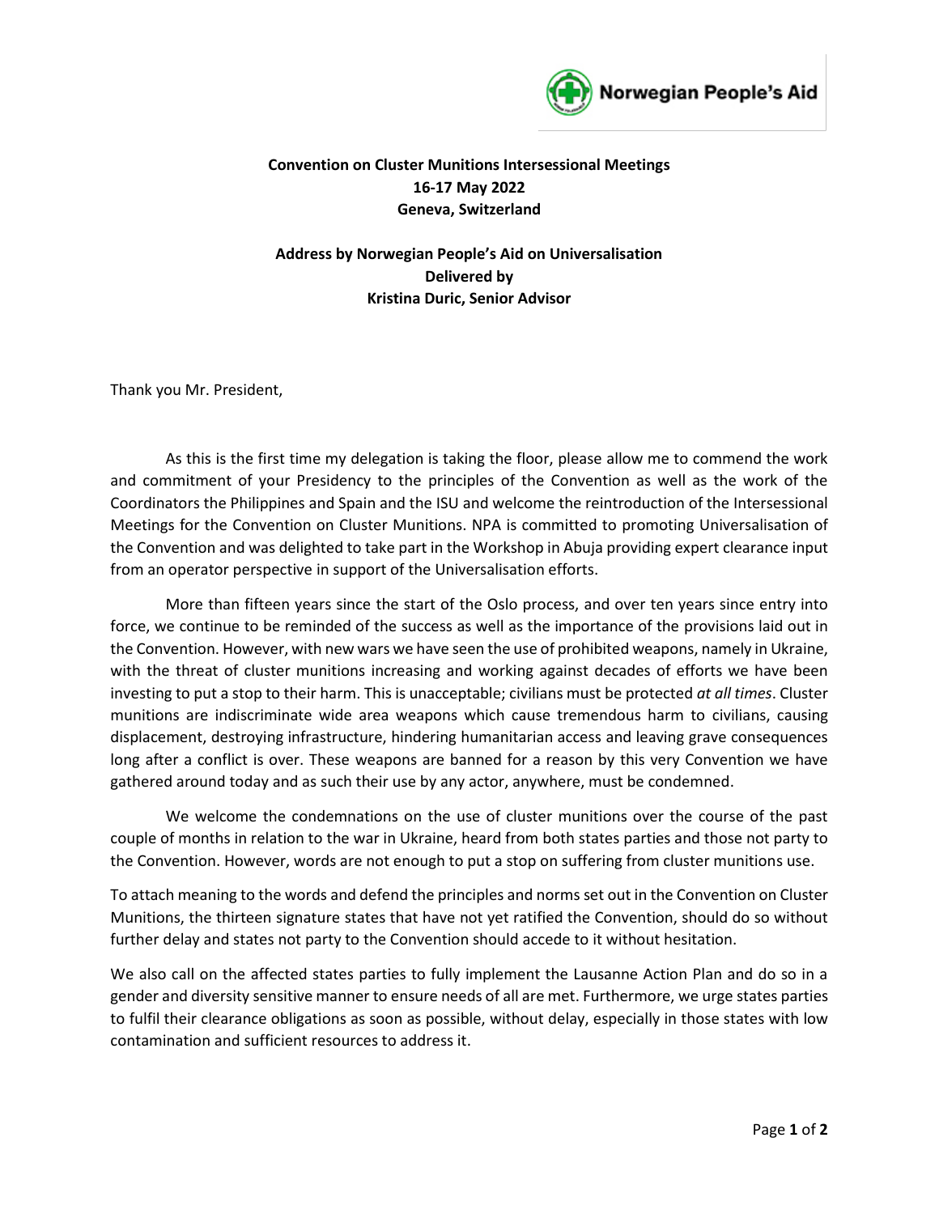Norwegian People's Aid

**Convention on Cluster Munitions Intersessional Meetings**
**16-17 May 2022**
**Geneva, Switzerland**

**Address by Norwegian People's Aid on Universalisation**
**Delivered by**
**Kristina Duric, Senior Advisor**

Thank you Mr. President,

As this is the first time my delegation is taking the floor, please allow me to commend the work and commitment of your Presidency to the principles of the Convention as well as the work of the Coordinators the Philippines and Spain and the ISU and welcome the reintroduction of the Intersessional Meetings for the Convention on Cluster Munitions. NPA is committed to promoting Universalisation of the Convention and was delighted to take part in the Workshop in Abuja providing expert clearance input from an operator perspective in support of the Universalisation efforts.

More than fifteen years since the start of the Oslo process, and over ten years since entry into force, we continue to be reminded of the success as well as the importance of the provisions laid out in the Convention. However, with new wars we have seen the use of prohibited weapons, namely in Ukraine, with the threat of cluster munitions increasing and working against decades of efforts we have been investing to put a stop to their harm. This is unacceptable; civilians must be protected *at all times*. Cluster munitions are indiscriminate wide area weapons which cause tremendous harm to civilians, causing displacement, destroying infrastructure, hindering humanitarian access and leaving grave consequences long after a conflict is over. These weapons are banned for a reason by this very Convention we have gathered around today and as such their use by any actor, anywhere, must be condemned.

We welcome the condemnations on the use of cluster munitions over the course of the past couple of months in relation to the war in Ukraine, heard from both states parties and those not party to the Convention. However, words are not enough to put a stop on suffering from cluster munitions use.

To attach meaning to the words and defend the principles and norms set out in the Convention on Cluster Munitions, the thirteen signature states that have not yet ratified the Convention, should do so without further delay and states not party to the Convention should accede to it without hesitation.

We also call on the affected states parties to fully implement the Lausanne Action Plan and do so in a gender and diversity sensitive manner to ensure needs of all are met. Furthermore, we urge states parties to fulfil their clearance obligations as soon as possible, without delay, especially in those states with low contamination and sufficient resources to address it.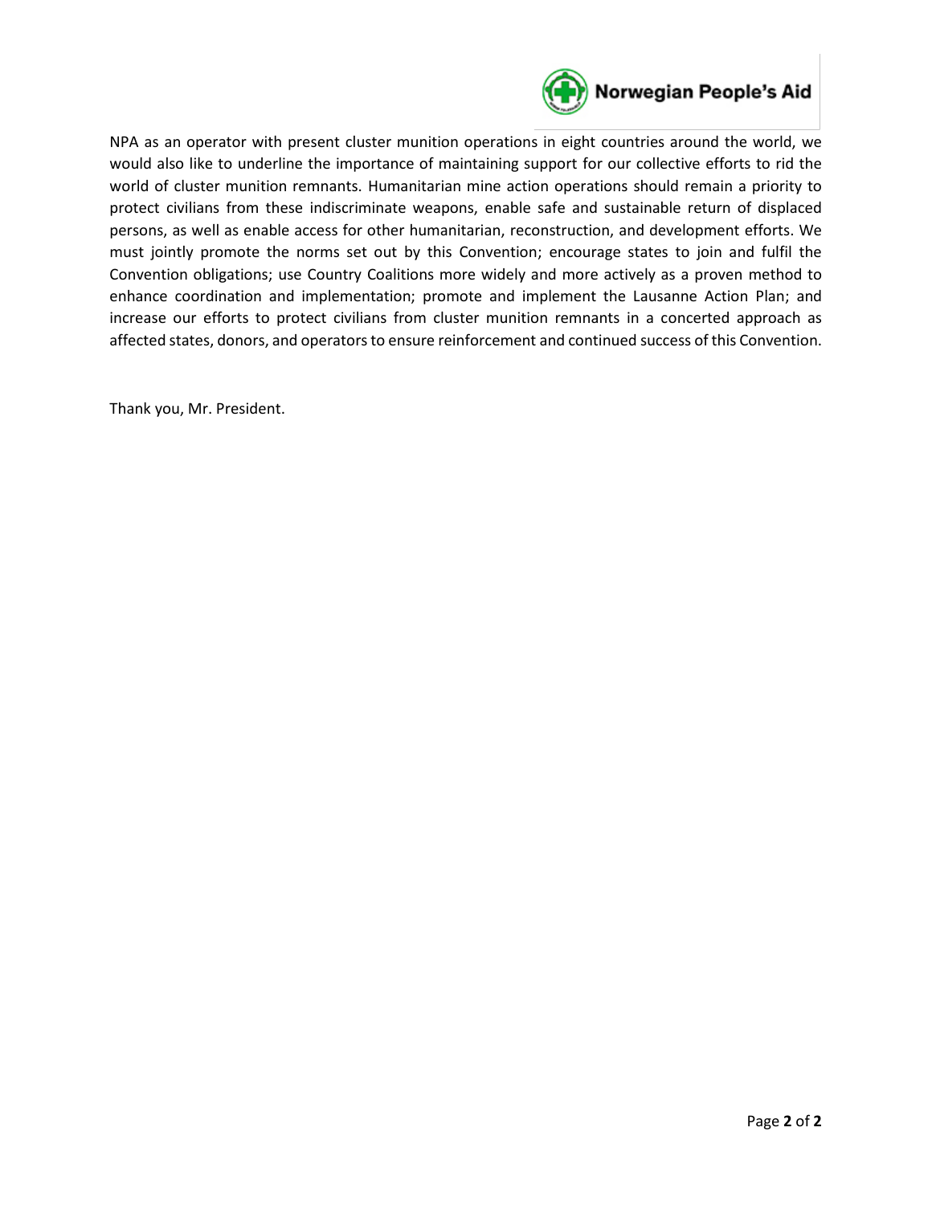NPA as an operator with present cluster munition operations in eight countries around the world, we would also like to underline the importance of maintaining support for our collective efforts to rid the world of cluster munition remnants. Humanitarian mine action operations should remain a priority to protect civilians from these indiscriminate weapons, enable safe and sustainable return of displaced persons, as well as enable access for other humanitarian, reconstruction, and development efforts. We must jointly promote the norms set out by this Convention; encourage states to join and fulfil the Convention obligations; use Country Coalitions more widely and more actively as a proven method to enhance coordination and implementation; promote and implement the Lausanne Action Plan; and increase our efforts to protect civilians from cluster munition remnants in a concerted approach as affected states, donors, and operators to ensure reinforcement and continued success of this Convention.

Thank you, Mr. President.